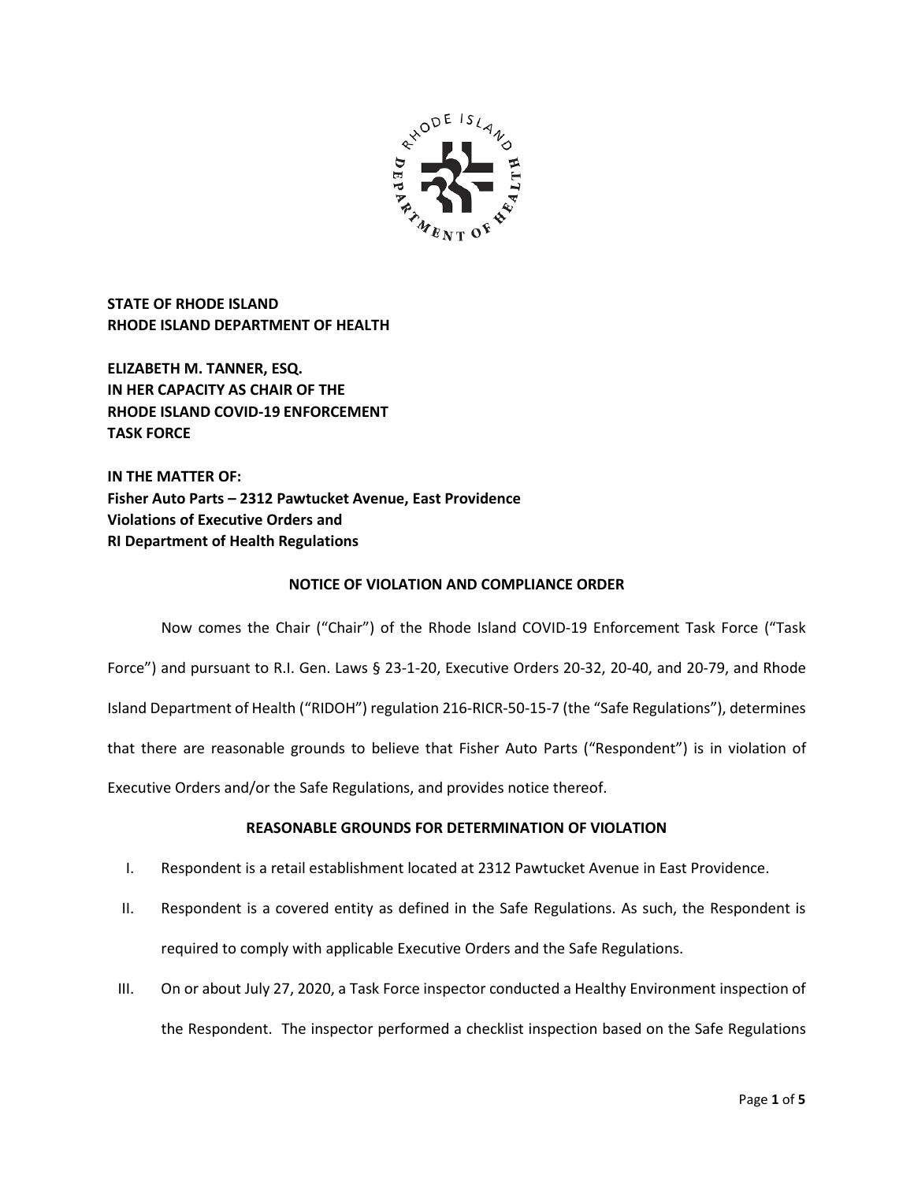**STATE OF RHODE ISLAND**
**RHODE ISLAND DEPARTMENT OF HEALTH**

**ELIZABETH M. TANNER, ESQ.**
**IN HER CAPACITY AS CHAIR OF THE**
**RHODE ISLAND COVID-19 ENFORCEMENT**
**TASK FORCE**

**IN THE MATTER OF:**
**Fisher Auto Parts – 2312 Pawtucket Avenue, East Providence**
**Violations of Executive Orders and**
**RI Department of Health Regulations**

**NOTICE OF VIOLATION AND COMPLIANCE ORDER**

Now comes the Chair ("Chair") of the Rhode Island COVID-19 Enforcement Task Force ("Task Force") and pursuant to R.I. Gen. Laws § 23-1-20, Executive Orders 20-32, 20-40, and 20-79, and Rhode Island Department of Health ("RIDOH") regulation 216-RICR-50-15-7 (the "Safe Regulations"), determines that there are reasonable grounds to believe that Fisher Auto Parts ("Respondent") is in violation of Executive Orders and/or the Safe Regulations, and provides notice thereof.

**REASONABLE GROUNDS FOR DETERMINATION OF VIOLATION**

I. Respondent is a retail establishment located at 2312 Pawtucket Avenue in East Providence.

II. Respondent is a covered entity as defined in the Safe Regulations. As such, the Respondent is required to comply with applicable Executive Orders and the Safe Regulations.

III. On or about July 27, 2020, a Task Force inspector conducted a Healthy Environment inspection of the Respondent. The inspector performed a checklist inspection based on the Safe Regulations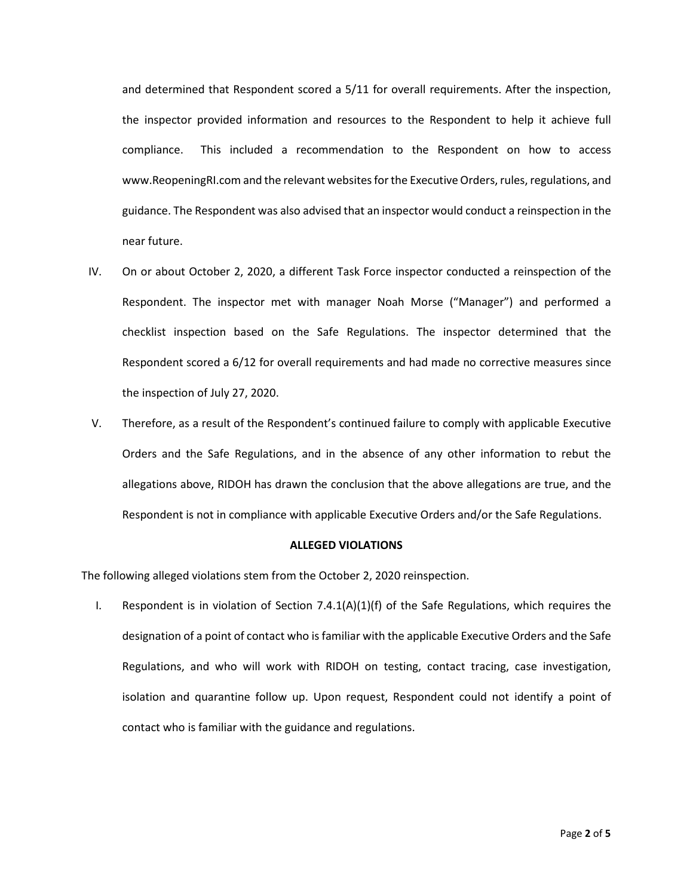and determined that Respondent scored a 5/11 for overall requirements. After the inspection, the inspector provided information and resources to the Respondent to help it achieve full compliance. This included a recommendation to the Respondent on how to access www.ReopeningRI.com and the relevant websites for the Executive Orders, rules, regulations, and guidance. The Respondent was also advised that an inspector would conduct a reinspection in the near future.

IV. On or about October 2, 2020, a different Task Force inspector conducted a reinspection of the Respondent. The inspector met with manager Noah Morse ("Manager") and performed a checklist inspection based on the Safe Regulations. The inspector determined that the Respondent scored a 6/12 for overall requirements and had made no corrective measures since the inspection of July 27, 2020.

V. Therefore, as a result of the Respondent's continued failure to comply with applicable Executive Orders and the Safe Regulations, and in the absence of any other information to rebut the allegations above, RIDOH has drawn the conclusion that the above allegations are true, and the Respondent is not in compliance with applicable Executive Orders and/or the Safe Regulations.

**ALLEGED VIOLATIONS**

The following alleged violations stem from the October 2, 2020 reinspection.

I. Respondent is in violation of Section 7.4.1(A)(1)(f) of the Safe Regulations, which requires the designation of a point of contact who is familiar with the applicable Executive Orders and the Safe Regulations, and who will work with RIDOH on testing, contact tracing, case investigation, isolation and quarantine follow up. Upon request, Respondent could not identify a point of contact who is familiar with the guidance and regulations.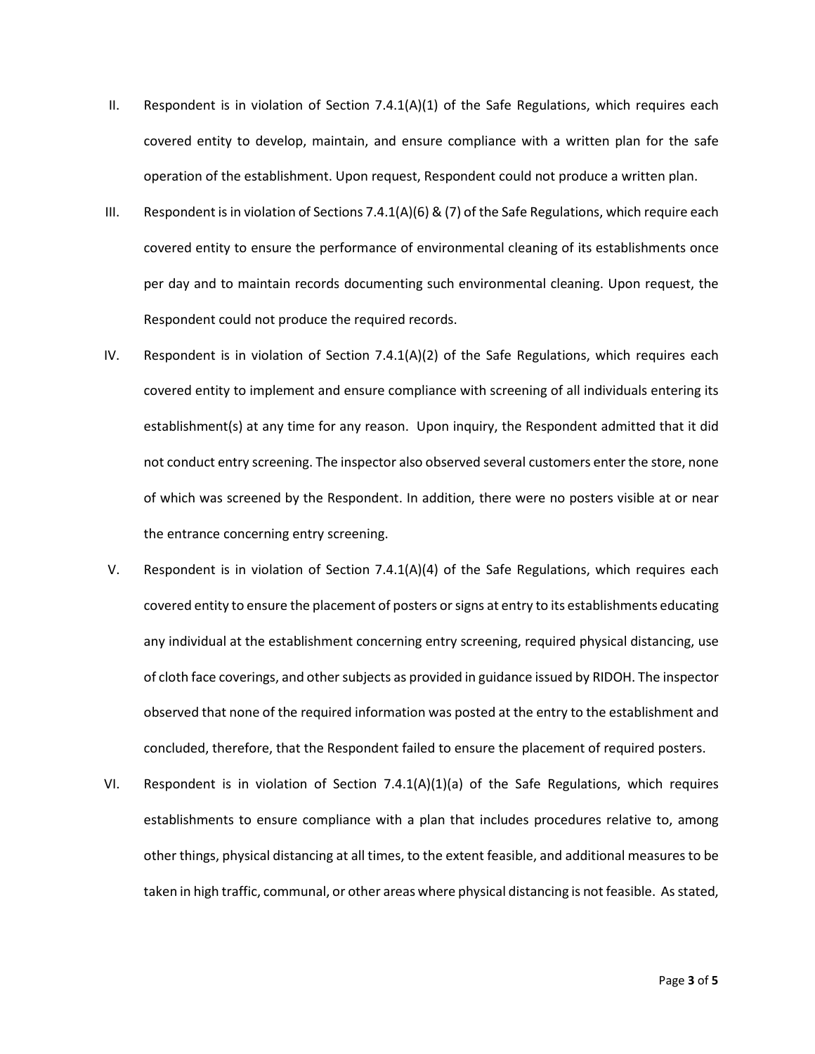II. Respondent is in violation of Section 7.4.1(A)(1) of the Safe Regulations, which requires each covered entity to develop, maintain, and ensure compliance with a written plan for the safe operation of the establishment. Upon request, Respondent could not produce a written plan.

III. Respondent is in violation of Sections 7.4.1(A)(6) & (7) of the Safe Regulations, which require each covered entity to ensure the performance of environmental cleaning of its establishments once per day and to maintain records documenting such environmental cleaning. Upon request, the Respondent could not produce the required records.

IV. Respondent is in violation of Section 7.4.1(A)(2) of the Safe Regulations, which requires each covered entity to implement and ensure compliance with screening of all individuals entering its establishment(s) at any time for any reason. Upon inquiry, the Respondent admitted that it did not conduct entry screening. The inspector also observed several customers enter the store, none of which was screened by the Respondent. In addition, there were no posters visible at or near the entrance concerning entry screening.

V. Respondent is in violation of Section 7.4.1(A)(4) of the Safe Regulations, which requires each covered entity to ensure the placement of posters or signs at entry to its establishments educating any individual at the establishment concerning entry screening, required physical distancing, use of cloth face coverings, and other subjects as provided in guidance issued by RIDOH. The inspector observed that none of the required information was posted at the entry to the establishment and concluded, therefore, that the Respondent failed to ensure the placement of required posters.

VI. Respondent is in violation of Section 7.4.1(A)(1)(a) of the Safe Regulations, which requires establishments to ensure compliance with a plan that includes procedures relative to, among other things, physical distancing at all times, to the extent feasible, and additional measures to be taken in high traffic, communal, or other areas where physical distancing is not feasible. As stated,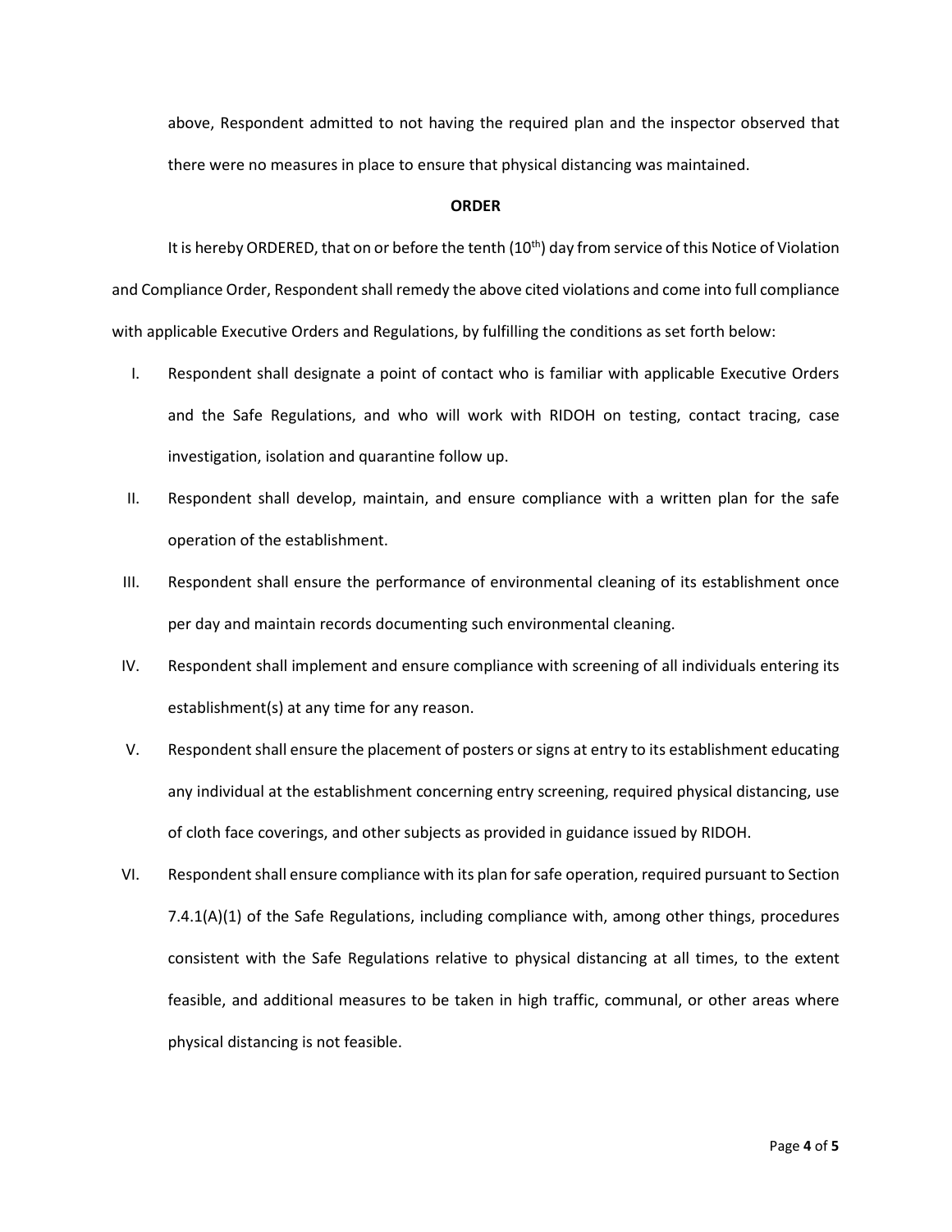above, Respondent admitted to not having the required plan and the inspector observed that there were no measures in place to ensure that physical distancing was maintained.

**ORDER**

It is hereby ORDERED, that on or before the tenth (10th) day from service of this Notice of Violation and Compliance Order, Respondent shall remedy the above cited violations and come into full compliance with applicable Executive Orders and Regulations, by fulfilling the conditions as set forth below:

I. Respondent shall designate a point of contact who is familiar with applicable Executive Orders and the Safe Regulations, and who will work with RIDOH on testing, contact tracing, case investigation, isolation and quarantine follow up.

II. Respondent shall develop, maintain, and ensure compliance with a written plan for the safe operation of the establishment.

III. Respondent shall ensure the performance of environmental cleaning of its establishment once per day and maintain records documenting such environmental cleaning.

IV. Respondent shall implement and ensure compliance with screening of all individuals entering its establishment(s) at any time for any reason.

V. Respondent shall ensure the placement of posters or signs at entry to its establishment educating any individual at the establishment concerning entry screening, required physical distancing, use of cloth face coverings, and other subjects as provided in guidance issued by RIDOH.

VI. Respondent shall ensure compliance with its plan for safe operation, required pursuant to Section 7.4.1(A)(1) of the Safe Regulations, including compliance with, among other things, procedures consistent with the Safe Regulations relative to physical distancing at all times, to the extent feasible, and additional measures to be taken in high traffic, communal, or other areas where physical distancing is not feasible.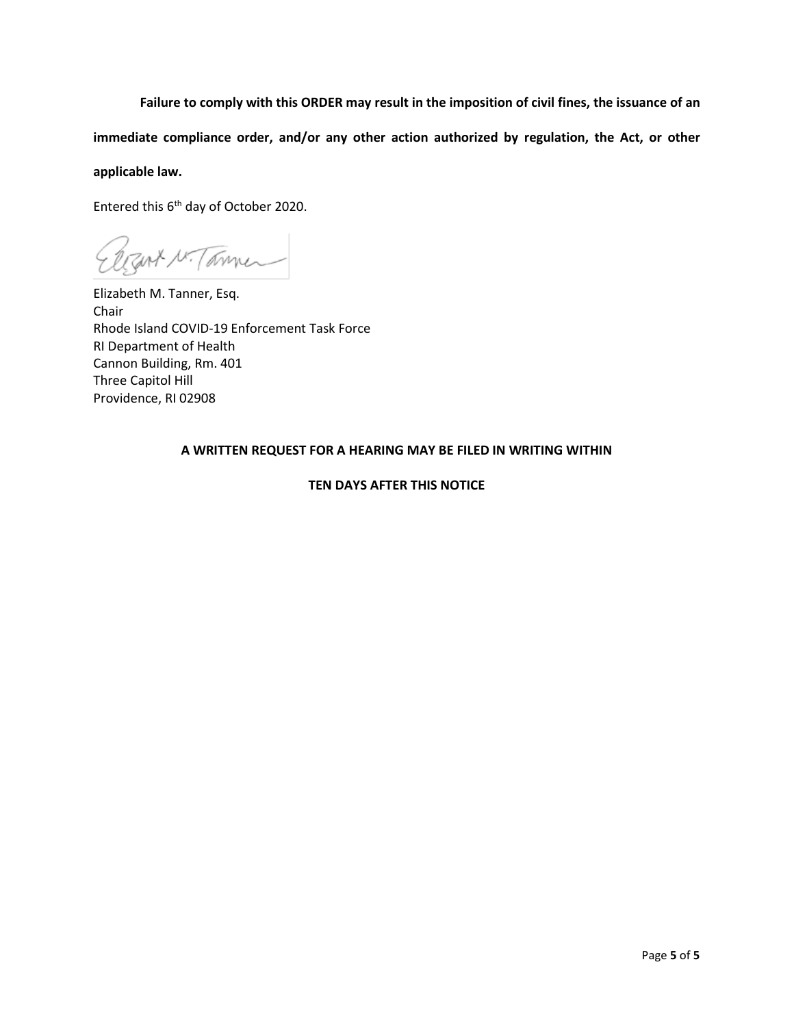**Failure to comply with this ORDER may result in the imposition of civil fines, the issuance of an immediate compliance order, and/or any other action authorized by regulation, the Act, or other applicable law.**

Entered this 6th day of October 2020.

Elizabeth M. Tanner, Esq.  
Chair  
Rhode Island COVID-19 Enforcement Task Force  
RI Department of Health  
Cannon Building, Rm. 401  
Three Capitol Hill  
Providence, RI 02908

**A WRITTEN REQUEST FOR A HEARING MAY BE FILED IN WRITING WITHIN**

**TEN DAYS AFTER THIS NOTICE**